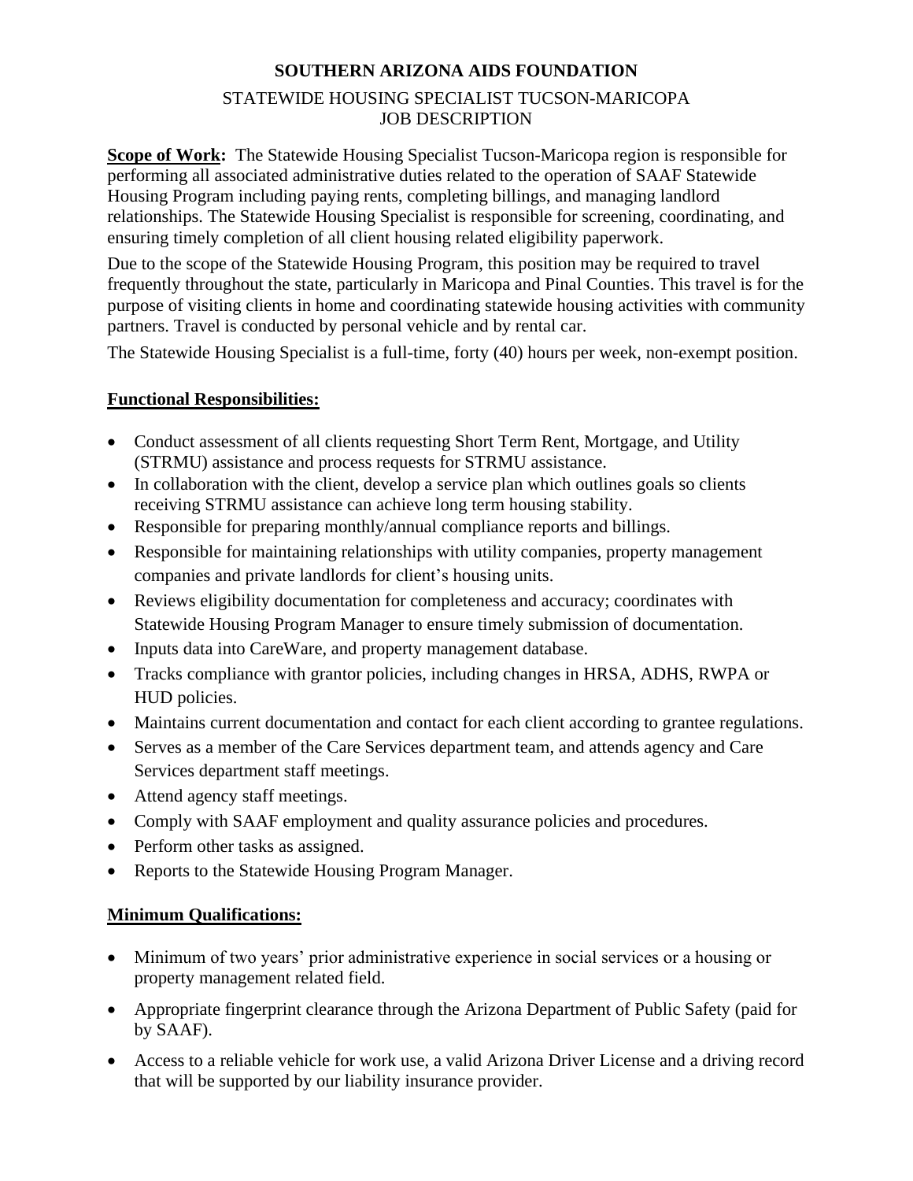# SOUTHERN ARIZONA AIDS FOUNDATION

## STATEWIDE HOUSING SPECIALIST TUCSON-MARICOPA
## JOB DESCRIPTION

**Scope of Work:** The Statewide Housing Specialist Tucson-Maricopa region is responsible for performing all associated administrative duties related to the operation of SAAF Statewide Housing Program including paying rents, completing billings, and managing landlord relationships. The Statewide Housing Specialist is responsible for screening, coordinating, and ensuring timely completion of all client housing related eligibility paperwork.

Due to the scope of the Statewide Housing Program, this position may be required to travel frequently throughout the state, particularly in Maricopa and Pinal Counties. This travel is for the purpose of visiting clients in home and coordinating statewide housing activities with community partners. Travel is conducted by personal vehicle and by rental car.

The Statewide Housing Specialist is a full-time, forty (40) hours per week, non-exempt position.

### Functional Responsibilities:

- Conduct assessment of all clients requesting Short Term Rent, Mortgage, and Utility (STRMU) assistance and process requests for STRMU assistance.
- In collaboration with the client, develop a service plan which outlines goals so clients receiving STRMU assistance can achieve long term housing stability.
- Responsible for preparing monthly/annual compliance reports and billings.
- Responsible for maintaining relationships with utility companies, property management companies and private landlords for client's housing units.
- Reviews eligibility documentation for completeness and accuracy; coordinates with Statewide Housing Program Manager to ensure timely submission of documentation.
- Inputs data into CareWare, and property management database.
- Tracks compliance with grantor policies, including changes in HRSA, ADHS, RWPA or HUD policies.
- Maintains current documentation and contact for each client according to grantee regulations.
- Serves as a member of the Care Services department team, and attends agency and Care Services department staff meetings.
- Attend agency staff meetings.
- Comply with SAAF employment and quality assurance policies and procedures.
- Perform other tasks as assigned.
- Reports to the Statewide Housing Program Manager.

### Minimum Qualifications:

- Minimum of two years' prior administrative experience in social services or a housing or property management related field.
- Appropriate fingerprint clearance through the Arizona Department of Public Safety (paid for by SAAF).
- Access to a reliable vehicle for work use, a valid Arizona Driver License and a driving record that will be supported by our liability insurance provider.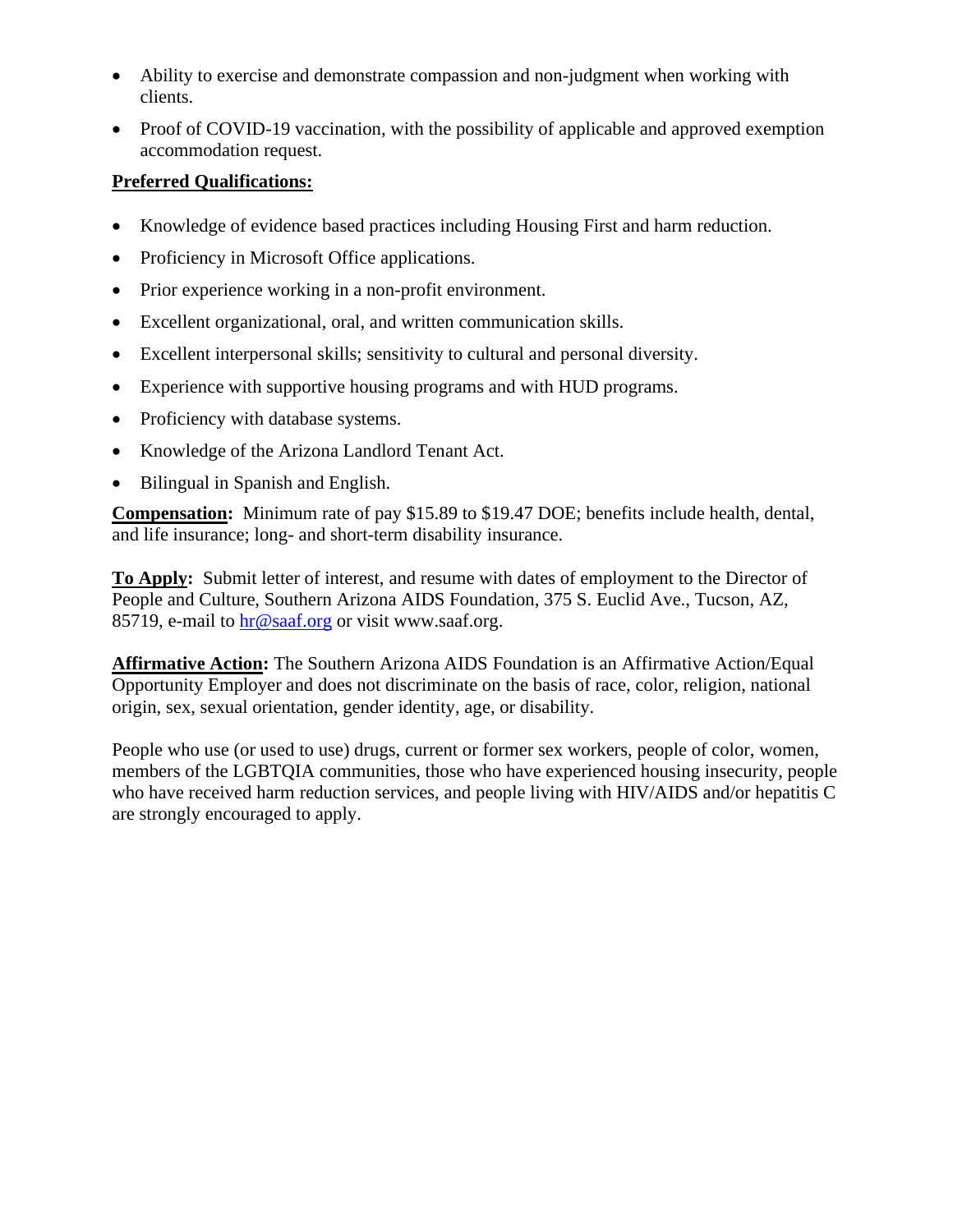- Ability to exercise and demonstrate compassion and non-judgment when working with clients.
- Proof of COVID-19 vaccination, with the possibility of applicable and approved exemption accommodation request.

**Preferred Qualifications:**

- Knowledge of evidence based practices including Housing First and harm reduction.
- Proficiency in Microsoft Office applications.
- Prior experience working in a non-profit environment.
- Excellent organizational, oral, and written communication skills.
- Excellent interpersonal skills; sensitivity to cultural and personal diversity.
- Experience with supportive housing programs and with HUD programs.
- Proficiency with database systems.
- Knowledge of the Arizona Landlord Tenant Act.
- Bilingual in Spanish and English.

**Compensation:** Minimum rate of pay $15.89 to $19.47 DOE; benefits include health, dental, and life insurance; long- and short-term disability insurance.

**To Apply:** Submit letter of interest, and resume with dates of employment to the Director of People and Culture, Southern Arizona AIDS Foundation, 375 S. Euclid Ave., Tucson, AZ, 85719, e-mail to hr@saaf.org or visit www.saaf.org.

**Affirmative Action:** The Southern Arizona AIDS Foundation is an Affirmative Action/Equal Opportunity Employer and does not discriminate on the basis of race, color, religion, national origin, sex, sexual orientation, gender identity, age, or disability.

People who use (or used to use) drugs, current or former sex workers, people of color, women, members of the LGBTQIA communities, those who have experienced housing insecurity, people who have received harm reduction services, and people living with HIV/AIDS and/or hepatitis C are strongly encouraged to apply.